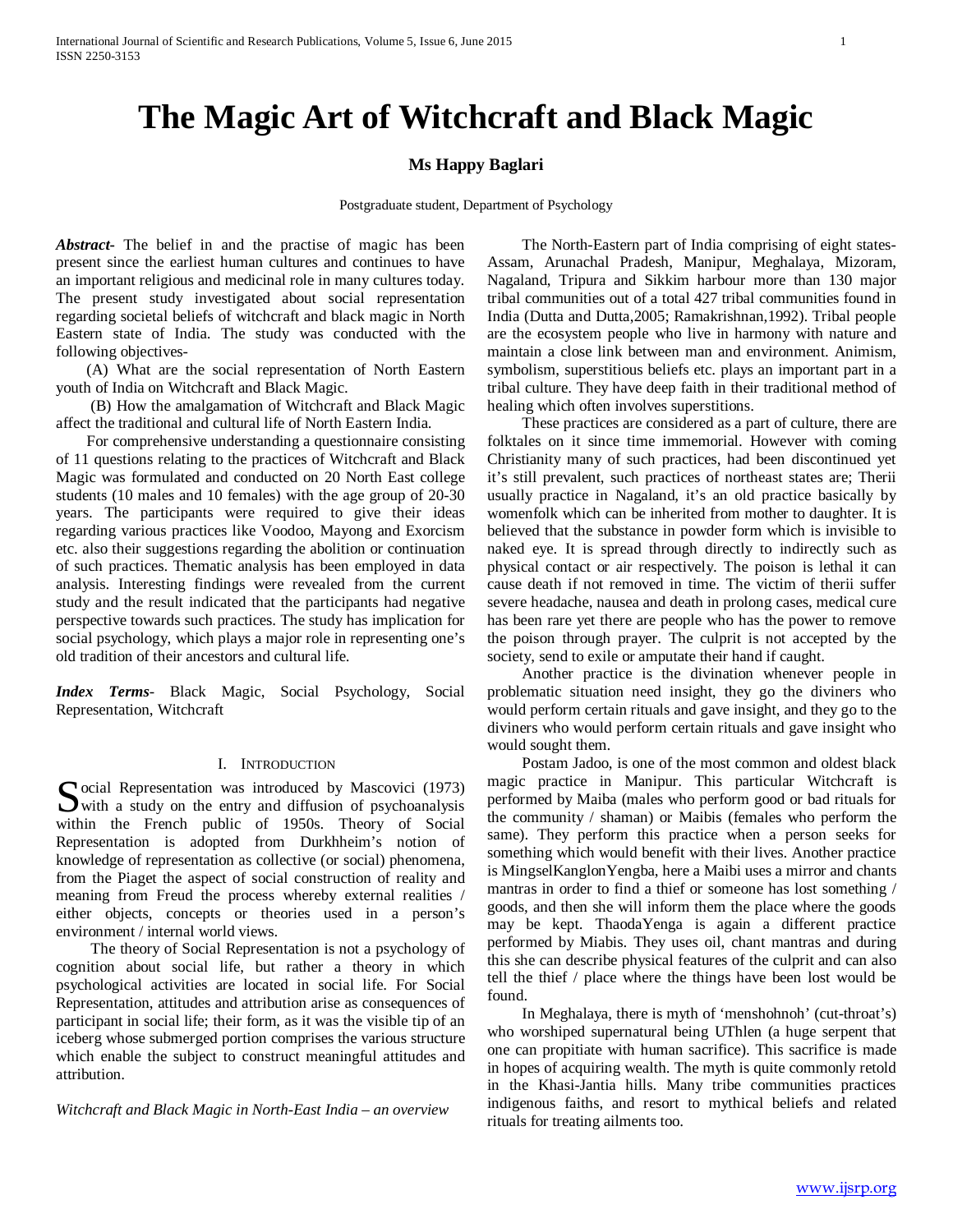# The Magic Art of Witchcraft and Black Magic

**Ms Happy Baglari**

Postgraduate student, Department of Psychology

***Abstract*-** The belief in and the practise of magic has been present since the earliest human cultures and continues to have an important religious and medicinal role in many cultures today. The present study investigated about social representation regarding societal beliefs of witchcraft and black magic in North Eastern state of India. The study was conducted with the following objectives-

(A) What are the social representation of North Eastern youth of India on Witchcraft and Black Magic.

(B) How the amalgamation of Witchcraft and Black Magic affect the traditional and cultural life of North Eastern India.

For comprehensive understanding a questionnaire consisting of 11 questions relating to the practices of Witchcraft and Black Magic was formulated and conducted on 20 North East college students (10 males and 10 females) with the age group of 20-30 years. The participants were required to give their ideas regarding various practices like Voodoo, Mayong and Exorcism etc. also their suggestions regarding the abolition or continuation of such practices. Thematic analysis has been employed in data analysis. Interesting findings were revealed from the current study and the result indicated that the participants had negative perspective towards such practices. The study has implication for social psychology, which plays a major role in representing one's old tradition of their ancestors and cultural life.

***Index Terms*-** Black Magic, Social Psychology, Social Representation, Witchcraft

## I. Introduction

Social Representation was introduced by Mascovici (1973) with a study on the entry and diffusion of psychoanalysis within the French public of 1950s. Theory of Social Representation is adopted from Durkhheim's notion of knowledge of representation as collective (or social) phenomena, from the Piaget the aspect of social construction of reality and meaning from Freud the process whereby external realities / either objects, concepts or theories used in a person's environment / internal world views.

The theory of Social Representation is not a psychology of cognition about social life, but rather a theory in which psychological activities are located in social life. For Social Representation, attitudes and attribution arise as consequences of participant in social life; their form, as it was the visible tip of an iceberg whose submerged portion comprises the various structure which enable the subject to construct meaningful attitudes and attribution.

*Witchcraft and Black Magic in North-East India – an overview*

The North-Eastern part of India comprising of eight states- Assam, Arunachal Pradesh, Manipur, Meghalaya, Mizoram, Nagaland, Tripura and Sikkim harbour more than 130 major tribal communities out of a total 427 tribal communities found in India (Dutta and Dutta,2005; Ramakrishnan,1992). Tribal people are the ecosystem people who live in harmony with nature and maintain a close link between man and environment. Animism, symbolism, superstitious beliefs etc. plays an important part in a tribal culture. They have deep faith in their traditional method of healing which often involves superstitions.

These practices are considered as a part of culture, there are folktales on it since time immemorial. However with coming Christianity many of such practices, had been discontinued yet it's still prevalent, such practices of northeast states are; Therii usually practice in Nagaland, it's an old practice basically by womenfolk which can be inherited from mother to daughter. It is believed that the substance in powder form which is invisible to naked eye. It is spread through directly to indirectly such as physical contact or air respectively. The poison is lethal it can cause death if not removed in time. The victim of therii suffer severe headache, nausea and death in prolong cases, medical cure has been rare yet there are people who has the power to remove the poison through prayer. The culprit is not accepted by the society, send to exile or amputate their hand if caught.

Another practice is the divination whenever people in problematic situation need insight, they go the diviners who would perform certain rituals and gave insight, and they go to the diviners who would perform certain rituals and gave insight who would sought them.

Postam Jadoo, is one of the most common and oldest black magic practice in Manipur. This particular Witchcraft is performed by Maiba (males who perform good or bad rituals for the community / shaman) or Maibis (females who perform the same). They perform this practice when a person seeks for something which would benefit with their lives. Another practice is MingselKanglonYengba, here a Maibi uses a mirror and chants mantras in order to find a thief or someone has lost something / goods, and then she will inform them the place where the goods may be kept. ThaodaYenga is again a different practice performed by Miabis. They uses oil, chant mantras and during this she can describe physical features of the culprit and can also tell the thief / place where the things have been lost would be found.

In Meghalaya, there is myth of 'menshohnoh' (cut-throat's) who worshiped supernatural being UThlen (a huge serpent that one can propitiate with human sacrifice). This sacrifice is made in hopes of acquiring wealth. The myth is quite commonly retold in the Khasi-Jantia hills. Many tribe communities practices indigenous faiths, and resort to mythical beliefs and related rituals for treating ailments too.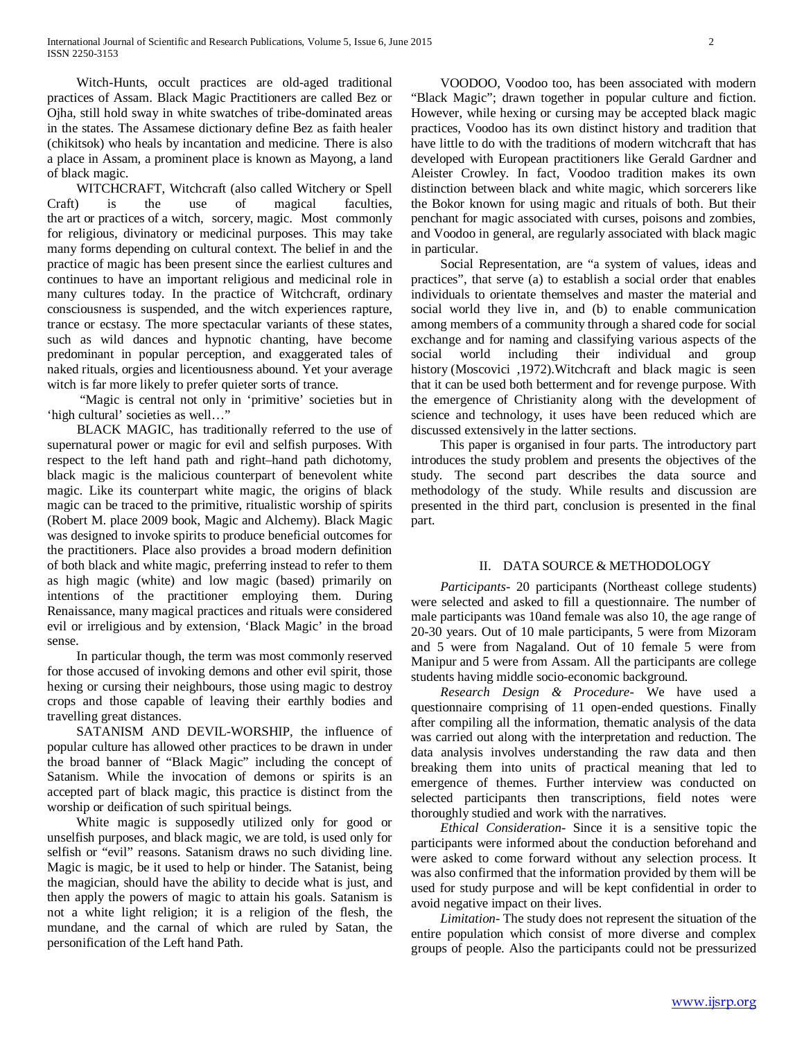Witch-Hunts, occult practices are old-aged traditional practices of Assam. Black Magic Practitioners are called Bez or Ojha, still hold sway in white swatches of tribe-dominated areas in the states. The Assamese dictionary define Bez as faith healer (chikitsok) who heals by incantation and medicine. There is also a place in Assam, a prominent place is known as Mayong, a land of black magic.

WITCHCRAFT, Witchcraft (also called Witchery or Spell Craft) is the use of magical faculties, the art or practices of a witch, sorcery, magic. Most commonly for religious, divinatory or medicinal purposes. This may take many forms depending on cultural context. The belief in and the practice of magic has been present since the earliest cultures and continues to have an important religious and medicinal role in many cultures today. In the practice of Witchcraft, ordinary consciousness is suspended, and the witch experiences rapture, trance or ecstasy. The more spectacular variants of these states, such as wild dances and hypnotic chanting, have become predominant in popular perception, and exaggerated tales of naked rituals, orgies and licentiousness abound. Yet your average witch is far more likely to prefer quieter sorts of trance.

"Magic is central not only in 'primitive' societies but in 'high cultural' societies as well…"

BLACK MAGIC, has traditionally referred to the use of supernatural power or magic for evil and selfish purposes. With respect to the left hand path and right–hand path dichotomy, black magic is the malicious counterpart of benevolent white magic. Like its counterpart white magic, the origins of black magic can be traced to the primitive, ritualistic worship of spirits (Robert M. place 2009 book, Magic and Alchemy). Black Magic was designed to invoke spirits to produce beneficial outcomes for the practitioners. Place also provides a broad modern definition of both black and white magic, preferring instead to refer to them as high magic (white) and low magic (based) primarily on intentions of the practitioner employing them. During Renaissance, many magical practices and rituals were considered evil or irreligious and by extension, 'Black Magic' in the broad sense.

In particular though, the term was most commonly reserved for those accused of invoking demons and other evil spirit, those hexing or cursing their neighbours, those using magic to destroy crops and those capable of leaving their earthly bodies and travelling great distances.

SATANISM AND DEVIL-WORSHIP, the influence of popular culture has allowed other practices to be drawn in under the broad banner of "Black Magic" including the concept of Satanism. While the invocation of demons or spirits is an accepted part of black magic, this practice is distinct from the worship or deification of such spiritual beings.

White magic is supposedly utilized only for good or unselfish purposes, and black magic, we are told, is used only for selfish or "evil" reasons. Satanism draws no such dividing line. Magic is magic, be it used to help or hinder. The Satanist, being the magician, should have the ability to decide what is just, and then apply the powers of magic to attain his goals. Satanism is not a white light religion; it is a religion of the flesh, the mundane, and the carnal of which are ruled by Satan, the personification of the Left hand Path.

VOODOO, Voodoo too, has been associated with modern "Black Magic"; drawn together in popular culture and fiction. However, while hexing or cursing may be accepted black magic practices, Voodoo has its own distinct history and tradition that have little to do with the traditions of modern witchcraft that has developed with European practitioners like Gerald Gardner and Aleister Crowley. In fact, Voodoo tradition makes its own distinction between black and white magic, which sorcerers like the Bokor known for using magic and rituals of both. But their penchant for magic associated with curses, poisons and zombies, and Voodoo in general, are regularly associated with black magic in particular.

Social Representation, are "a system of values, ideas and practices", that serve (a) to establish a social order that enables individuals to orientate themselves and master the material and social world they live in, and (b) to enable communication among members of a community through a shared code for social exchange and for naming and classifying various aspects of the social world including their individual and group history (Moscovici ,1972).Witchcraft and black magic is seen that it can be used both betterment and for revenge purpose. With the emergence of Christianity along with the development of science and technology, it uses have been reduced which are discussed extensively in the latter sections.

This paper is organised in four parts. The introductory part introduces the study problem and presents the objectives of the study. The second part describes the data source and methodology of the study. While results and discussion are presented in the third part, conclusion is presented in the final part.

## II. DATA SOURCE & METHODOLOGY

*Participants*- 20 participants (Northeast college students) were selected and asked to fill a questionnaire. The number of male participants was 10and female was also 10, the age range of 20-30 years. Out of 10 male participants, 5 were from Mizoram and 5 were from Nagaland. Out of 10 female 5 were from Manipur and 5 were from Assam. All the participants are college students having middle socio-economic background.

*Research Design & Procedure*- We have used a questionnaire comprising of 11 open-ended questions. Finally after compiling all the information, thematic analysis of the data was carried out along with the interpretation and reduction. The data analysis involves understanding the raw data and then breaking them into units of practical meaning that led to emergence of themes. Further interview was conducted on selected participants then transcriptions, field notes were thoroughly studied and work with the narratives.

*Ethical Consideration*- Since it is a sensitive topic the participants were informed about the conduction beforehand and were asked to come forward without any selection process. It was also confirmed that the information provided by them will be used for study purpose and will be kept confidential in order to avoid negative impact on their lives.

*Limitation*- The study does not represent the situation of the entire population which consist of more diverse and complex groups of people. Also the participants could not be pressurized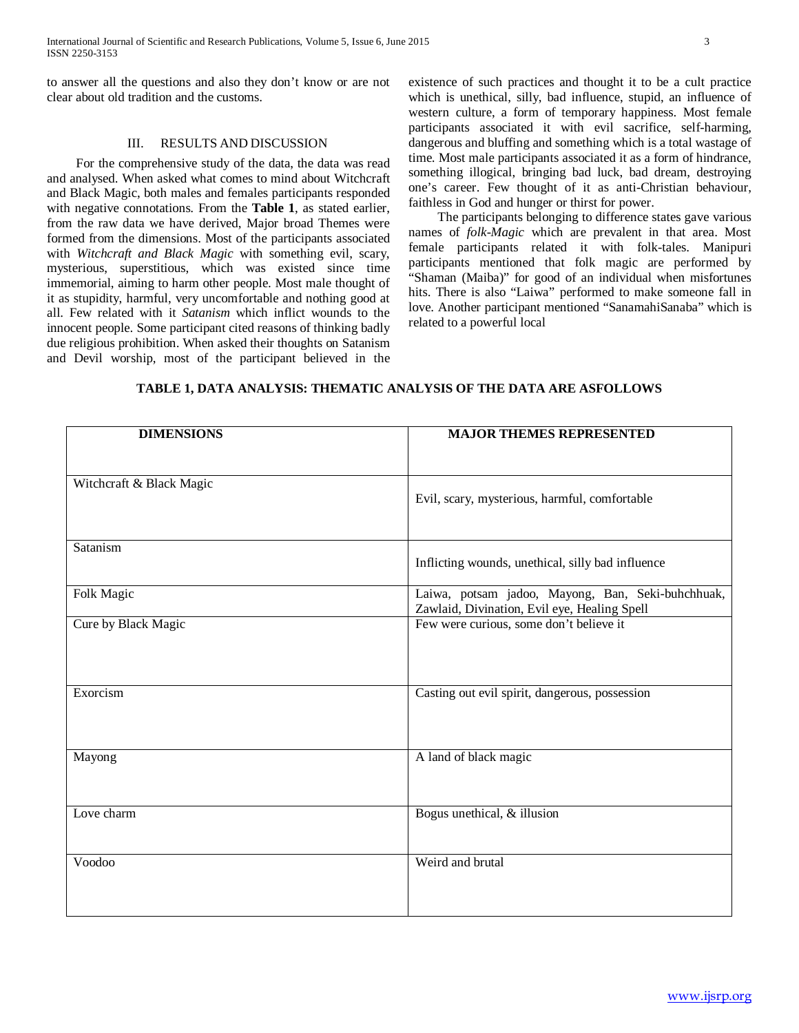to answer all the questions and also they don't know or are not clear about old tradition and the customs.

## III. RESULTS AND DISCUSSION

For the comprehensive study of the data, the data was read and analysed. When asked what comes to mind about Witchcraft and Black Magic, both males and females participants responded with negative connotations. From the **Table 1**, as stated earlier, from the raw data we have derived, Major broad Themes were formed from the dimensions. Most of the participants associated with *Witchcraft and Black Magic* with something evil, scary, mysterious, superstitious, which was existed since time immemorial, aiming to harm other people. Most male thought of it as stupidity, harmful, very uncomfortable and nothing good at all. Few related with it *Satanism* which inflict wounds to the innocent people. Some participant cited reasons of thinking badly due religious prohibition. When asked their thoughts on Satanism and Devil worship, most of the participant believed in the existence of such practices and thought it to be a cult practice which is unethical, silly, bad influence, stupid, an influence of western culture, a form of temporary happiness. Most female participants associated it with evil sacrifice, self-harming, dangerous and bluffing and something which is a total wastage of time. Most male participants associated it as a form of hindrance, something illogical, bringing bad luck, bad dream, destroying one's career. Few thought of it as anti-Christian behaviour, faithless in God and hunger or thirst for power.

The participants belonging to difference states gave various names of *folk-Magic* which are prevalent in that area. Most female participants related it with folk-tales. Manipuri participants mentioned that folk magic are performed by "Shaman (Maiba)" for good of an individual when misfortunes hits. There is also "Laiwa" performed to make someone fall in love. Another participant mentioned "SanamahiSanaba" which is related to a powerful local

**TABLE 1, DATA ANALYSIS: THEMATIC ANALYSIS OF THE DATA ARE ASFOLLOWS**

| DIMENSIONS | MAJOR THEMES REPRESENTED |
|---|---|
| Witchcraft & Black Magic | Evil, scary, mysterious, harmful, comfortable |
| Satanism | Inflicting wounds, unethical, silly bad influence |
| Folk Magic | Laiwa, potsam jadoo, Mayong, Ban, Seki-buhchhuak, Zawlaid, Divination, Evil eye, Healing Spell |
| Cure by Black Magic | Few were curious, some don't believe it |
| Exorcism | Casting out evil spirit, dangerous, possession |
| Mayong | A land of black magic |
| Love charm | Bogus unethical, & illusion |
| Voodoo | Weird and brutal |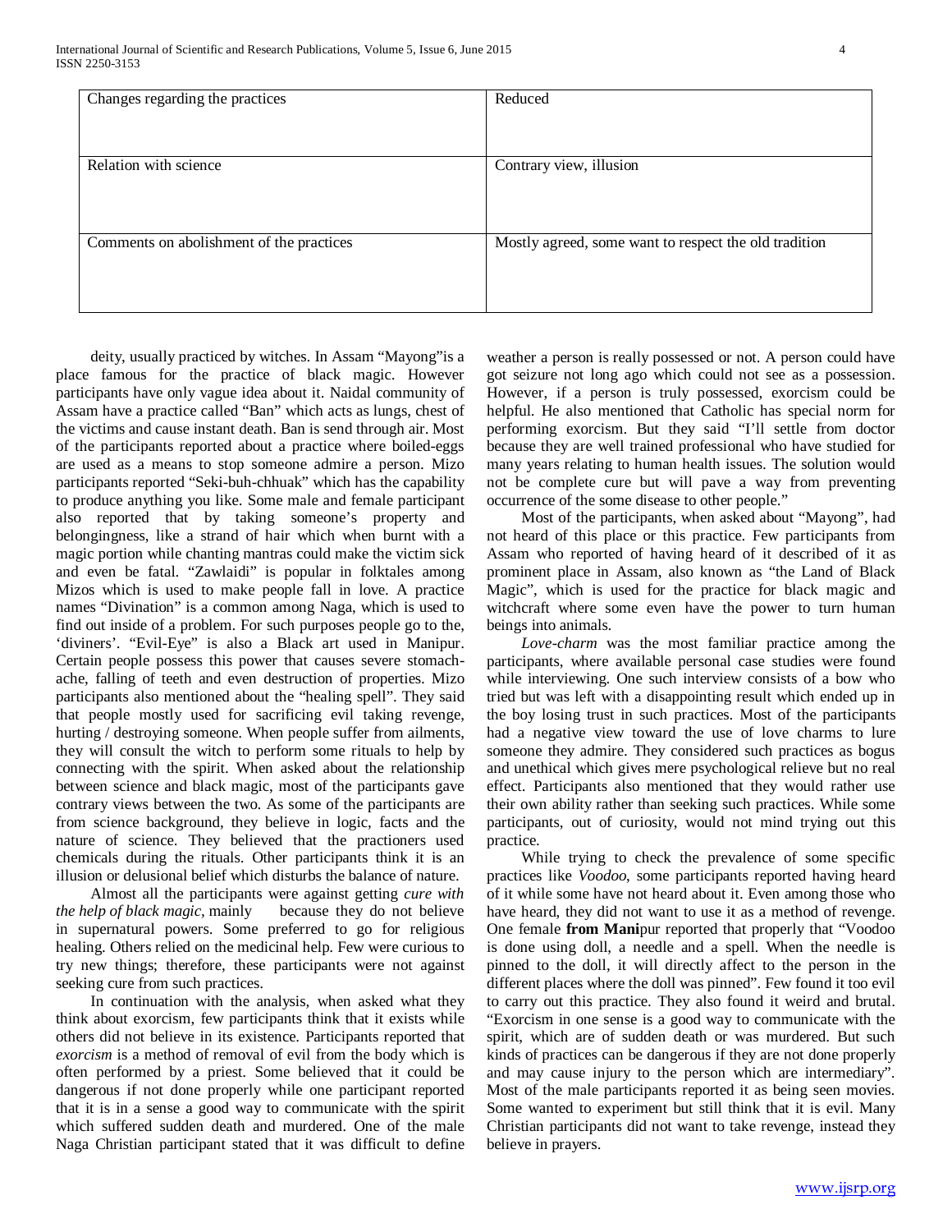| | |
|---|---|
| Changes regarding the practices | Reduced |
| Relation with science | Contrary view, illusion |
| Comments on abolishment of the practices | Mostly agreed, some want to respect the old tradition |

deity, usually practiced by witches. In Assam "Mayong"is a place famous for the practice of black magic. However participants have only vague idea about it. Naidal community of Assam have a practice called "Ban" which acts as lungs, chest of the victims and cause instant death. Ban is send through air. Most of the participants reported about a practice where boiled-eggs are used as a means to stop someone admire a person. Mizo participants reported "Seki-buh-chhuak" which has the capability to produce anything you like. Some male and female participant also reported that by taking someone's property and belongingness, like a strand of hair which when burnt with a magic portion while chanting mantras could make the victim sick and even be fatal. "Zawlaidi" is popular in folktales among Mizos which is used to make people fall in love. A practice names "Divination" is a common among Naga, which is used to find out inside of a problem. For such purposes people go to the, 'diviners'. "Evil-Eye" is also a Black art used in Manipur. Certain people possess this power that causes severe stomach-ache, falling of teeth and even destruction of properties. Mizo participants also mentioned about the "healing spell". They said that people mostly used for sacrificing evil taking revenge, hurting / destroying someone. When people suffer from ailments, they will consult the witch to perform some rituals to help by connecting with the spirit. When asked about the relationship between science and black magic, most of the participants gave contrary views between the two. As some of the participants are from science background, they believe in logic, facts and the nature of science. They believed that the practioners used chemicals during the rituals. Other participants think it is an illusion or delusional belief which disturbs the balance of nature.

Almost all the participants were against getting *cure with the help of black magic,* mainly because they do not believe in supernatural powers. Some preferred to go for religious healing. Others relied on the medicinal help. Few were curious to try new things; therefore, these participants were not against seeking cure from such practices.

In continuation with the analysis, when asked what they think about exorcism, few participants think that it exists while others did not believe in its existence. Participants reported that *exorcism* is a method of removal of evil from the body which is often performed by a priest. Some believed that it could be dangerous if not done properly while one participant reported that it is in a sense a good way to communicate with the spirit which suffered sudden death and murdered. One of the male Naga Christian participant stated that it was difficult to define weather a person is really possessed or not. A person could have got seizure not long ago which could not see as a possession. However, if a person is truly possessed, exorcism could be helpful. He also mentioned that Catholic has special norm for performing exorcism. But they said "I'll settle from doctor because they are well trained professional who have studied for many years relating to human health issues. The solution would not be complete cure but will pave a way from preventing occurrence of the some disease to other people."

Most of the participants, when asked about "Mayong", had not heard of this place or this practice. Few participants from Assam who reported of having heard of it described of it as prominent place in Assam, also known as "the Land of Black Magic", which is used for the practice for black magic and witchcraft where some even have the power to turn human beings into animals.

*Love-charm* was the most familiar practice among the participants, where available personal case studies were found while interviewing. One such interview consists of a bow who tried but was left with a disappointing result which ended up in the boy losing trust in such practices. Most of the participants had a negative view toward the use of love charms to lure someone they admire. They considered such practices as bogus and unethical which gives mere psychological relieve but no real effect. Participants also mentioned that they would rather use their own ability rather than seeking such practices. While some participants, out of curiosity, would not mind trying out this practice.

While trying to check the prevalence of some specific practices like *Voodoo*, some participants reported having heard of it while some have not heard about it. Even among those who have heard, they did not want to use it as a method of revenge. One female **from Mani**pur reported that properly that "Voodoo is done using doll, a needle and a spell. When the needle is pinned to the doll, it will directly affect to the person in the different places where the doll was pinned". Few found it too evil to carry out this practice. They also found it weird and brutal. "Exorcism in one sense is a good way to communicate with the spirit, which are of sudden death or was murdered. But such kinds of practices can be dangerous if they are not done properly and may cause injury to the person which are intermediary". Most of the male participants reported it as being seen movies. Some wanted to experiment but still think that it is evil. Many Christian participants did not want to take revenge, instead they believe in prayers.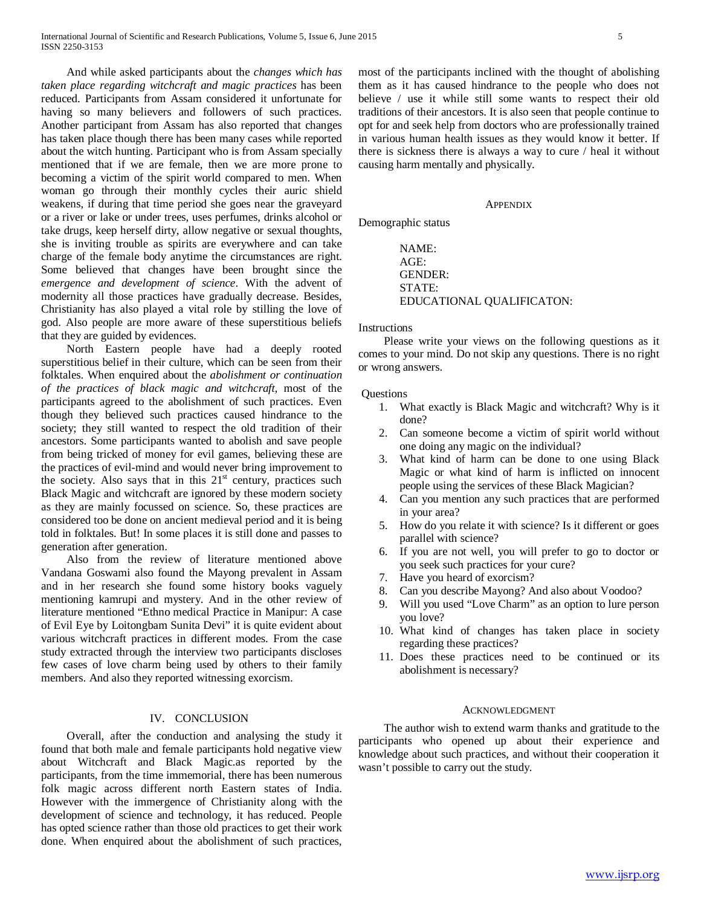And while asked participants about the *changes which has taken place regarding witchcraft and magic practices* has been reduced. Participants from Assam considered it unfortunate for having so many believers and followers of such practices. Another participant from Assam has also reported that changes has taken place though there has been many cases while reported about the witch hunting. Participant who is from Assam specially mentioned that if we are female, then we are more prone to becoming a victim of the spirit world compared to men. When woman go through their monthly cycles their auric shield weakens, if during that time period she goes near the graveyard or a river or lake or under trees, uses perfumes, drinks alcohol or take drugs, keep herself dirty, allow negative or sexual thoughts, she is inviting trouble as spirits are everywhere and can take charge of the female body anytime the circumstances are right. Some believed that changes have been brought since the *emergence and development of science*. With the advent of modernity all those practices have gradually decrease. Besides, Christianity has also played a vital role by stilling the love of god. Also people are more aware of these superstitious beliefs that they are guided by evidences.

North Eastern people have had a deeply rooted superstitious belief in their culture, which can be seen from their folktales. When enquired about the *abolishment or continuation of the practices of black magic and witchcraft,* most of the participants agreed to the abolishment of such practices. Even though they believed such practices caused hindrance to the society; they still wanted to respect the old tradition of their ancestors. Some participants wanted to abolish and save people from being tricked of money for evil games, believing these are the practices of evil-mind and would never bring improvement to the society. Also says that in this 21st century, practices such Black Magic and witchcraft are ignored by these modern society as they are mainly focussed on science. So, these practices are considered too be done on ancient medieval period and it is being told in folktales. But! In some places it is still done and passes to generation after generation.

Also from the review of literature mentioned above Vandana Goswami also found the Mayong prevalent in Assam and in her research she found some history books vaguely mentioning kamrupi and mystery. And in the other review of literature mentioned "Ethno medical Practice in Manipur: A case of Evil Eye by Loitongbam Sunita Devi" it is quite evident about various witchcraft practices in different modes. From the case study extracted through the interview two participants discloses few cases of love charm being used by others to their family members. And also they reported witnessing exorcism.

## IV. Conclusion

Overall, after the conduction and analysing the study it found that both male and female participants hold negative view about Witchcraft and Black Magic.as reported by the participants, from the time immemorial, there has been numerous folk magic across different north Eastern states of India. However with the immergence of Christianity along with the development of science and technology, it has reduced. People has opted science rather than those old practices to get their work done. When enquired about the abolishment of such practices, most of the participants inclined with the thought of abolishing them as it has caused hindrance to the people who does not believe / use it while still some wants to respect their old traditions of their ancestors. It is also seen that people continue to opt for and seek help from doctors who are professionally trained in various human health issues as they would know it better. If there is sickness there is always a way to cure / heal it without causing harm mentally and physically.

## Appendix

Demographic status

NAME:
AGE:
GENDER:
STATE:
EDUCATIONAL QUALIFICATON:

Instructions

Please write your views on the following questions as it comes to your mind. Do not skip any questions. There is no right or wrong answers.

Questions

1. What exactly is Black Magic and witchcraft? Why is it done?
2. Can someone become a victim of spirit world without one doing any magic on the individual?
3. What kind of harm can be done to one using Black Magic or what kind of harm is inflicted on innocent people using the services of these Black Magician?
4. Can you mention any such practices that are performed in your area?
5. How do you relate it with science? Is it different or goes parallel with science?
6. If you are not well, you will prefer to go to doctor or you seek such practices for your cure?
7. Have you heard of exorcism?
8. Can you describe Mayong? And also about Voodoo?
9. Will you used "Love Charm" as an option to lure person you love?
10. What kind of changes has taken place in society regarding these practices?
11. Does these practices need to be continued or its abolishment is necessary?

## Acknowledgment

The author wish to extend warm thanks and gratitude to the participants who opened up about their experience and knowledge about such practices, and without their cooperation it wasn't possible to carry out the study.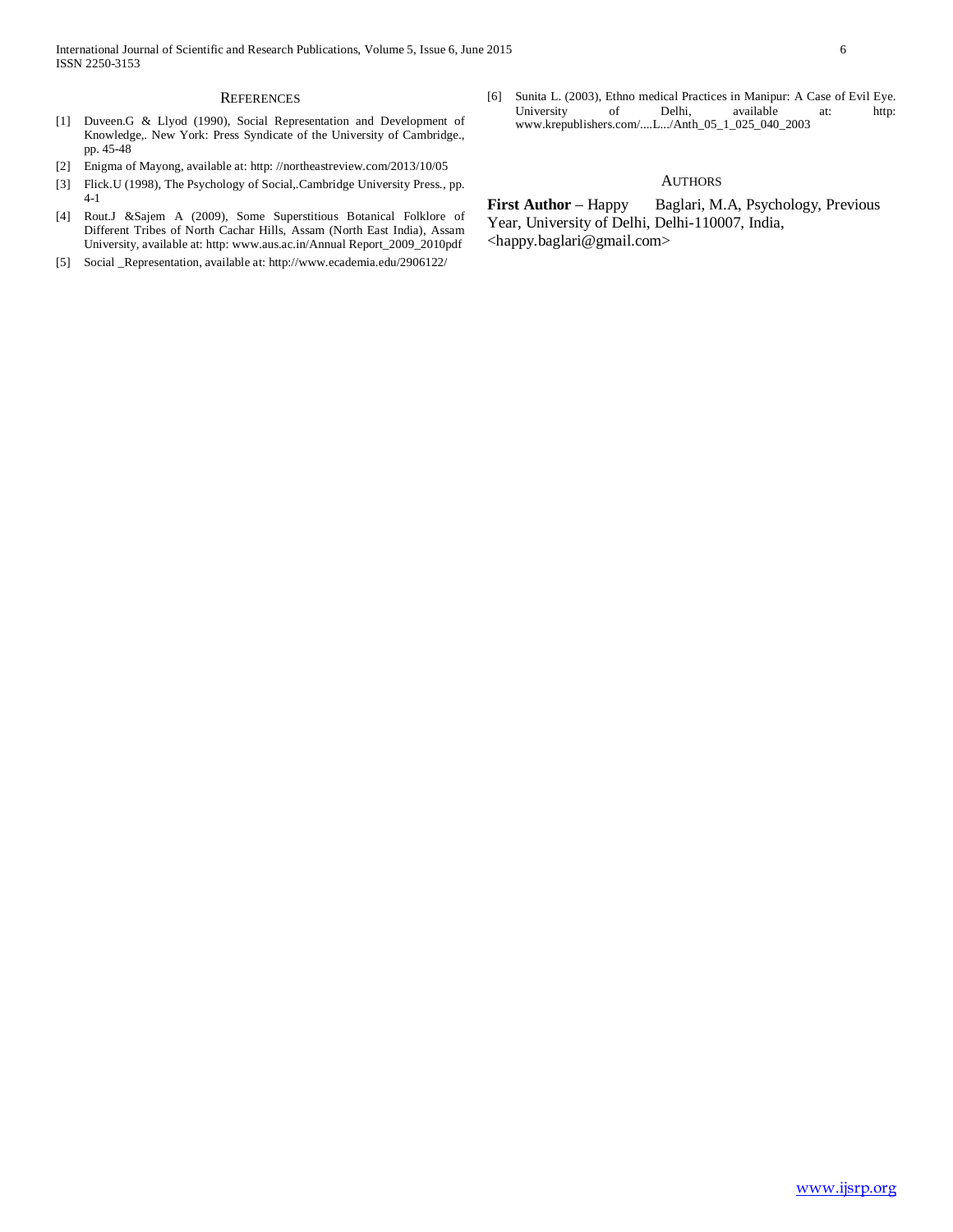## REFERENCES

[1] Duveen.G & Llyod (1990), Social Representation and Development of Knowledge,. New York: Press Syndicate of the University of Cambridge., pp. 45-48

[2] Enigma of Mayong, available at: http: //northeastreview.com/2013/10/05

[3] Flick.U (1998), The Psychology of Social,.Cambridge University Press., pp. 4-1

[4] Rout.J &Sajem A (2009), Some Superstitious Botanical Folklore of Different Tribes of North Cachar Hills, Assam (North East India), Assam University, available at: http: www.aus.ac.in/Annual Report_2009_2010pdf

[5] Social _Representation, available at: http://www.ecademia.edu/2906122/

[6] Sunita L. (2003), Ethno medical Practices in Manipur: A Case of Evil Eye. University of Delhi, available at: http: www.krepublishers.com/....L.../Anth_05_1_025_040_2003

## AUTHORS

**First Author** – Happy Baglari, M.A, Psychology, Previous Year, University of Delhi, Delhi-110007, India, <happy.baglari@gmail.com>